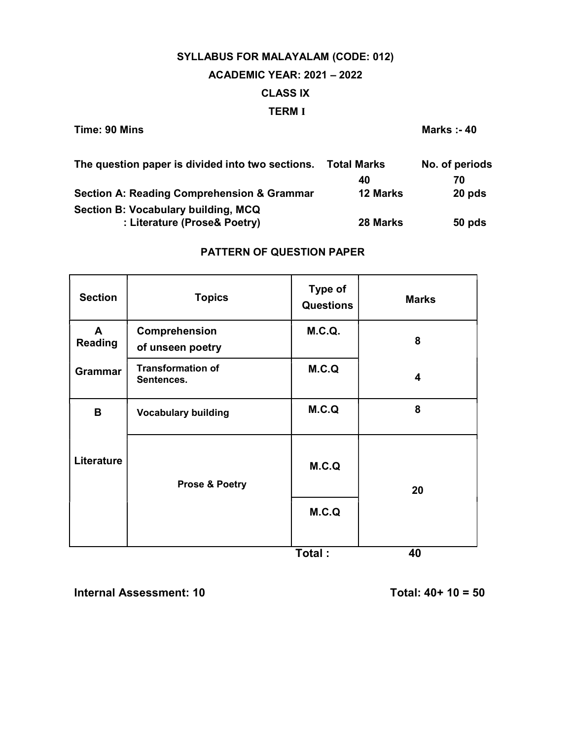# SYLLABUS FOR MALAYALAM (CODE: 012)

## ACADEMIC YEAR: 2021 – 2022

## CLASS IX

## TERM I

**Time: 90 Mins** **Marks :- 40**

| The question paper is divided into two sections. | Total Marks | No. of periods |
|---|---|---|
| | 40 | 70 |
| Section A: Reading Comprehension & Grammar | 12 Marks | 20 pds |
| Section B: Vocabulary building, MCQ<br>: Literature (Prose& Poetry) | 28 Marks | 50 pds |

### PATTERN OF QUESTION PAPER

| Section | Topics | Type of Questions | Marks |
|---|---|---|---|
| A<br>Reading | Comprehension of unseen poetry | M.C.Q. | 8 |
| Grammar | Transformation of Sentences. | M.C.Q | 4 |
| B | Vocabulary building | M.C.Q | 8 |
| Literature | Prose & Poetry | M.C.Q | 20 |
| | | M.C.Q | |
| | | **Total :** | **40** |

**Internal Assessment: 10** **Total: 40+ 10 = 50**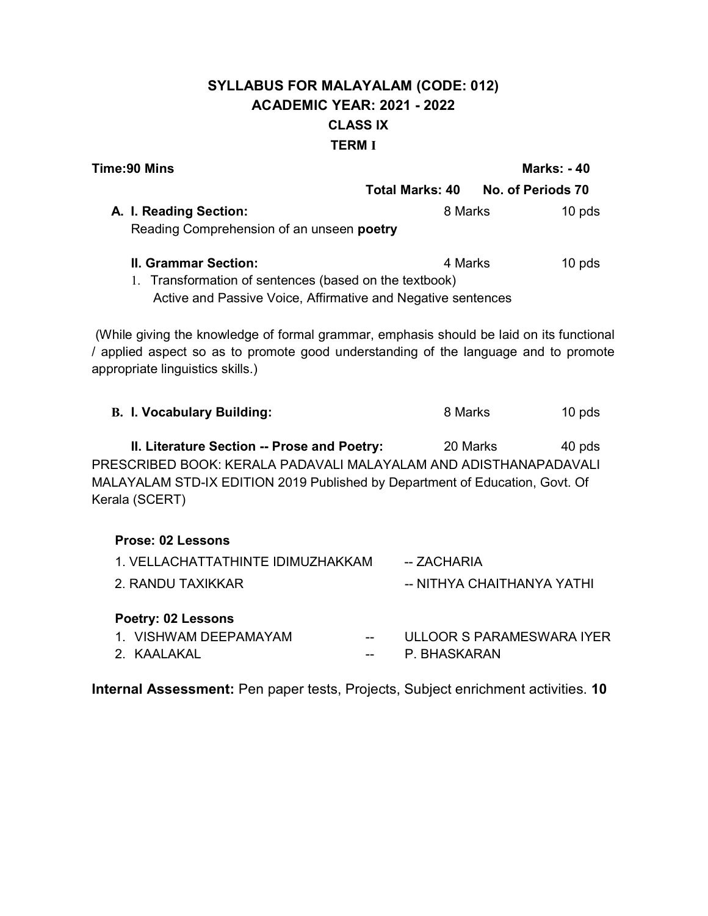# SYLLABUS FOR MALAYALAM (CODE: 012)
## ACADEMIC YEAR: 2021 - 2022
## CLASS IX
## TERM I

**Time:90 Mins** **Marks: - 40**

| | **Total Marks: 40** | **No. of Periods 70** |
|---|---|---|
| **A. I. Reading Section:** Reading Comprehension of an unseen **poetry** | 8 Marks | 10 pds |
| **II. Grammar Section:** | 4 Marks | 10 pds |

1. Transformation of sentences (based on the textbook)
   Active and Passive Voice, Affirmative and Negative sentences

(While giving the knowledge of formal grammar, emphasis should be laid on its functional / applied aspect so as to promote good understanding of the language and to promote appropriate linguistics skills.)

| | | |
|---|---|---|
| **B. I. Vocabulary Building:** | 8 Marks | 10 pds |
| **II. Literature Section -- Prose and Poetry:** | 20 Marks | 40 pds |

PRESCRIBED BOOK: KERALA PADAVALI MALAYALAM AND ADISTHANAPADAVALI MALAYALAM STD-IX EDITION 2019 Published by Department of Education, Govt. Of Kerala (SCERT)

**Prose: 02 Lessons**

1. VELLACHATTATHINTE IDIMUZHAKKAM -- ZACHARIA
2. RANDU TAXIKKAR -- NITHYA CHAITHANYA YATHI

**Poetry: 02 Lessons**

1. VISHWAM DEEPAMAYAM -- ULLOOR S PARAMESWARA IYER
2. KAALAKAL -- P. BHASKARAN

**Internal Assessment:** Pen paper tests, Projects, Subject enrichment activities. **10**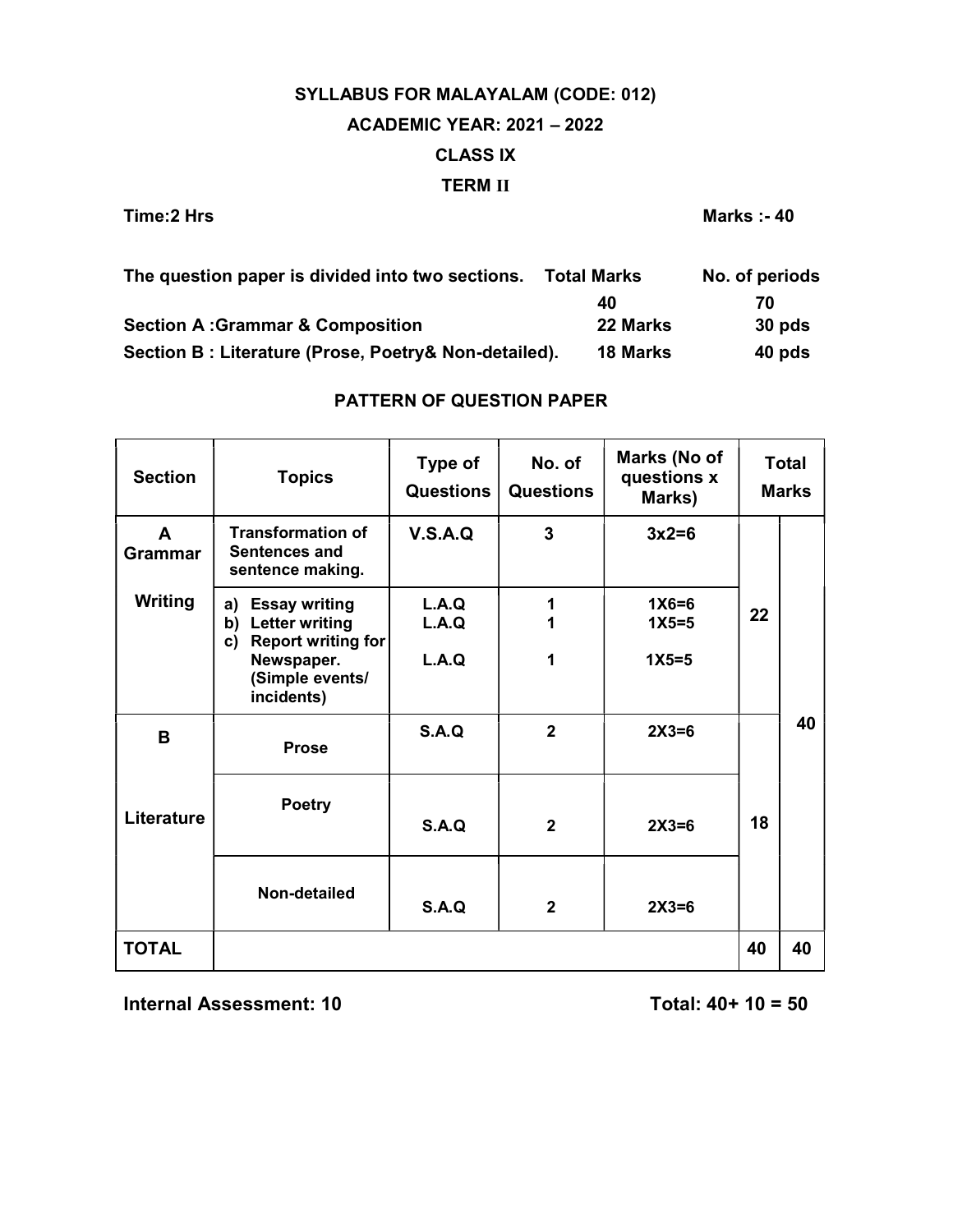## SYLLABUS FOR MALAYALAM (CODE: 012)

## ACADEMIC YEAR: 2021 – 2022

## CLASS IX

## TERM II

**Time:2 Hrs** **Marks :- 40**

| The question paper is divided into two sections. | Total Marks | No. of periods |
|---|---|---|
| | 40 | 70 |
| Section A :Grammar & Composition | 22 Marks | 30 pds |
| Section B : Literature (Prose, Poetry& Non-detailed). | 18 Marks | 40 pds |

### PATTERN OF QUESTION PAPER

| Section | Topics | Type of Questions | No. of Questions | Marks (No of questions x Marks) | Total Marks | |
|---|---|---|---|---|---|---|
| A Grammar | Transformation of Sentences and sentence making. | V.S.A.Q | 3 | 3x2=6 | 22 | 40 |
| Writing | a) Essay writing<br>b) Letter writing<br>c) Report writing for Newspaper. (Simple events/ incidents) | L.A.Q<br>L.A.Q<br>L.A.Q | 1<br>1<br>1 | 1X6=6<br>1X5=5<br>1X5=5 | | |
| B | Prose | S.A.Q | 2 | 2X3=6 | 18 | |
| Literature | Poetry | S.A.Q | 2 | 2X3=6 | | |
| | Non-detailed | S.A.Q | 2 | 2X3=6 | | |
| TOTAL | | | | | 40 | 40 |

**Internal Assessment: 10** **Total: 40+ 10 = 50**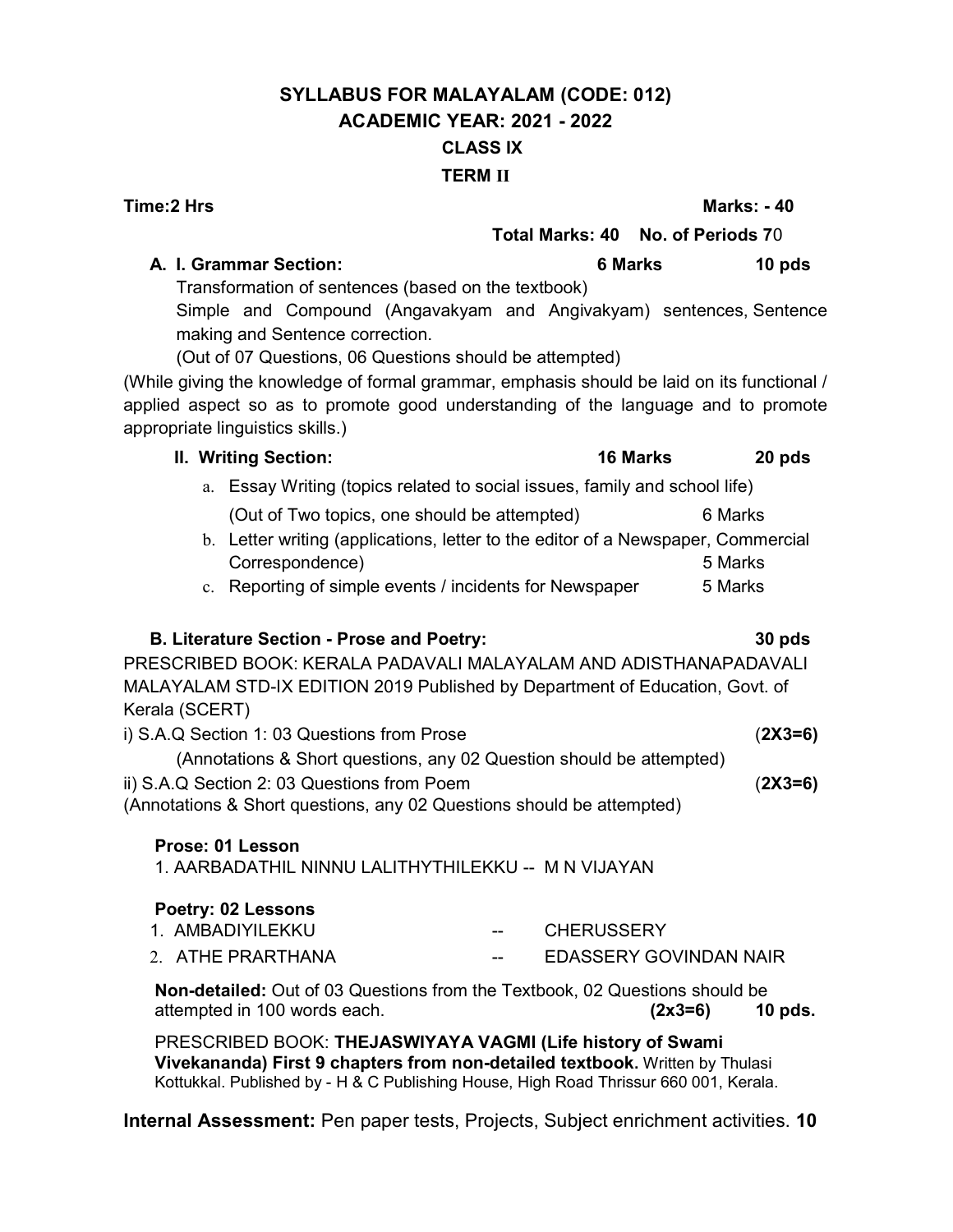## SYLLABUS FOR MALAYALAM (CODE: 012)
## ACADEMIC YEAR: 2021 - 2022
## CLASS IX
## TERM II

**Time:2 Hrs** **Marks: - 40**

**Total Marks: 40 No. of Periods 7**0

**A. I. Grammar Section:** **6 Marks** **10 pds**

Transformation of sentences (based on the textbook)

Simple and Compound (Angavakyam and Angivakyam) sentences, Sentence making and Sentence correction.

(Out of 07 Questions, 06 Questions should be attempted)

(While giving the knowledge of formal grammar, emphasis should be laid on its functional / applied aspect so as to promote good understanding of the language and to promote appropriate linguistics skills.)

**II. Writing Section:** **16 Marks** **20 pds**

a. Essay Writing (topics related to social issues, family and school life)
   (Out of Two topics, one should be attempted) 6 Marks
b. Letter writing (applications, letter to the editor of a Newspaper, Commercial Correspondence) 5 Marks
c. Reporting of simple events / incidents for Newspaper 5 Marks

**B. Literature Section - Prose and Poetry:** **30 pds**

PRESCRIBED BOOK: KERALA PADAVALI MALAYALAM AND ADISTHANAPADAVALI MALAYALAM STD-IX EDITION 2019 Published by Department of Education, Govt. of Kerala (SCERT)

i) S.A.Q Section 1: 03 Questions from Prose (**2X3=6**)
   (Annotations & Short questions, any 02 Question should be attempted)

ii) S.A.Q Section 2: 03 Questions from Poem (**2X3=6**)
(Annotations & Short questions, any 02 Questions should be attempted)

**Prose: 01 Lesson**

1. AARBADATHIL NINNU LALITHYTHILEKKU -- M N VIJAYAN

**Poetry: 02 Lessons**

1. AMBADIYILEKKU -- CHERUSSERY
2. ATHE PRARTHANA -- EDASSERY GOVINDAN NAIR

**Non-detailed:** Out of 03 Questions from the Textbook, 02 Questions should be attempted in 100 words each. **(2x3=6)** **10 pds.**

PRESCRIBED BOOK: **THEJASWIYAYA VAGMI (Life history of Swami Vivekananda) First 9 chapters from non-detailed textbook.** Written by Thulasi Kottukkal. Published by - H & C Publishing House, High Road Thrissur 660 001, Kerala.

**Internal Assessment:** Pen paper tests, Projects, Subject enrichment activities. **10**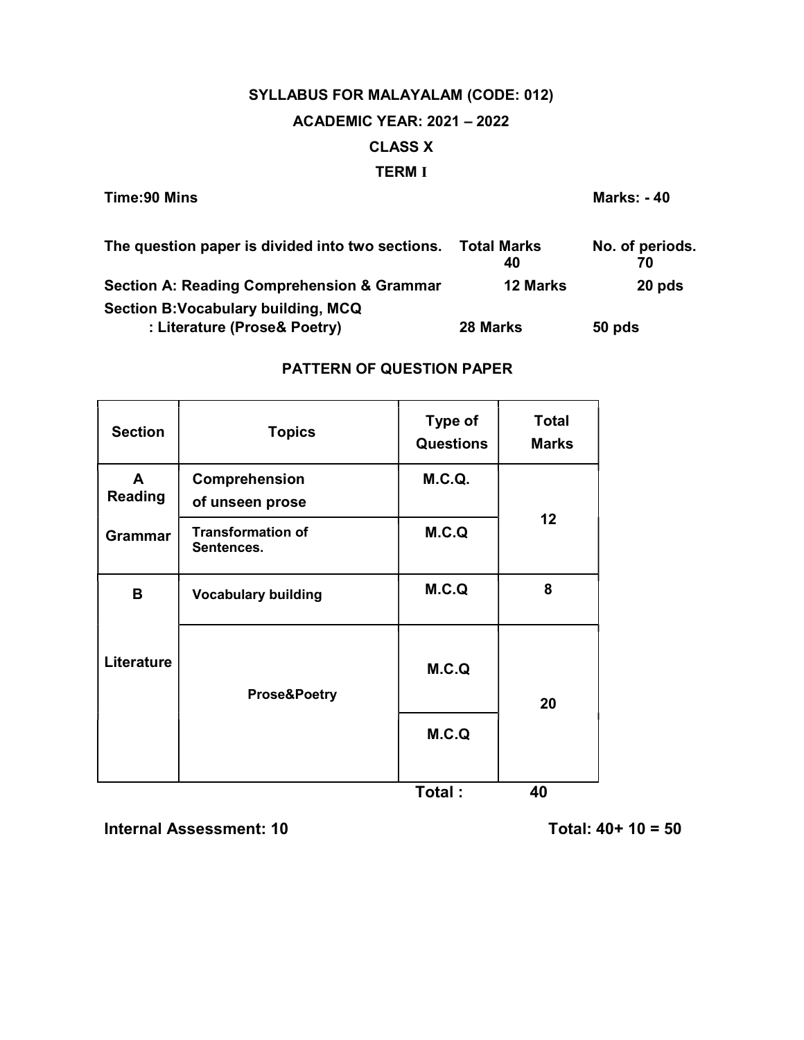# SYLLABUS FOR MALAYALAM (CODE: 012)

## ACADEMIC YEAR: 2021 – 2022

## CLASS X

## TERM I

**Time:90 Mins** **Marks: - 40**

| The question paper is divided into two sections. | Total Marks 40 | No. of periods. 70 |
|---|---|---|
| **Section A: Reading Comprehension & Grammar** | **12 Marks** | **20 pds** |
| **Section B:Vocabulary building, MCQ : Literature (Prose& Poetry)** | **28 Marks** | **50 pds** |

### PATTERN OF QUESTION PAPER

| Section | Topics | Type of Questions | Total Marks |
|---|---|---|---|
| **A Reading** | **Comprehension of unseen prose** | **M.C.Q.** | **12** |
| **Grammar** | **Transformation of Sentences.** | **M.C.Q** | |
| **B** | **Vocabulary building** | **M.C.Q** | **8** |
| **Literature** | **Prose&Poetry** | **M.C.Q** | **20** |
| | | **M.C.Q** | |
| | | **Total :** | **40** |

**Internal Assessment: 10** **Total: 40+ 10 = 50**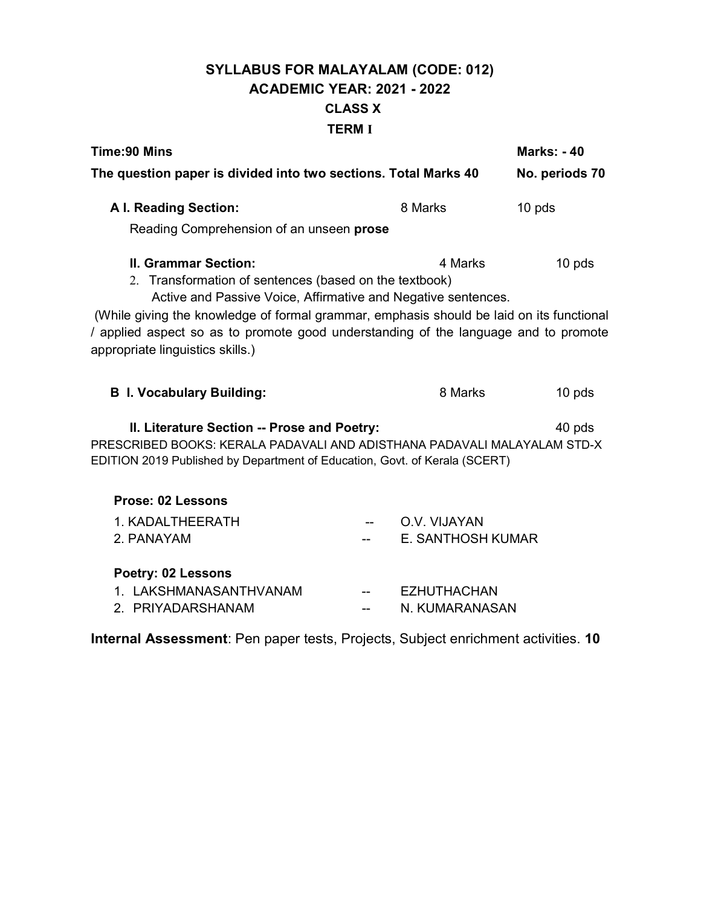# SYLLABUS FOR MALAYALAM (CODE: 012)
## ACADEMIC YEAR: 2021 - 2022
## CLASS X
## TERM I

**Time:90 Mins** **Marks: - 40**

**The question paper is divided into two sections. Total Marks 40** **No. periods 70**

| | | |
|---|---|---|
| **A I. Reading Section:** | 8 Marks | 10 pds |

Reading Comprehension of an unseen **prose**

| | | |
|---|---|---|
| **II. Grammar Section:** | 4 Marks | 10 pds |

2. Transformation of sentences (based on the textbook)
   Active and Passive Voice, Affirmative and Negative sentences.

(While giving the knowledge of formal grammar, emphasis should be laid on its functional / applied aspect so as to promote good understanding of the language and to promote appropriate linguistics skills.)

| | | |
|---|---|---|
| **B I. Vocabulary Building:** | 8 Marks | 10 pds |
| **II. Literature Section -- Prose and Poetry:** | | 40 pds |

PRESCRIBED BOOKS: KERALA PADAVALI AND ADISTHANA PADAVALI MALAYALAM STD-X EDITION 2019 Published by Department of Education, Govt. of Kerala (SCERT)

**Prose: 02 Lessons**

1. KADALTHEERATH -- O.V. VIJAYAN
2. PANAYAM -- E. SANTHOSH KUMAR

**Poetry: 02 Lessons**

1. LAKSHMANASANTHVANAM -- EZHUTHACHAN
2. PRIYADARSHANAM -- N. KUMARANASAN

**Internal Assessment**: Pen paper tests, Projects, Subject enrichment activities. **10**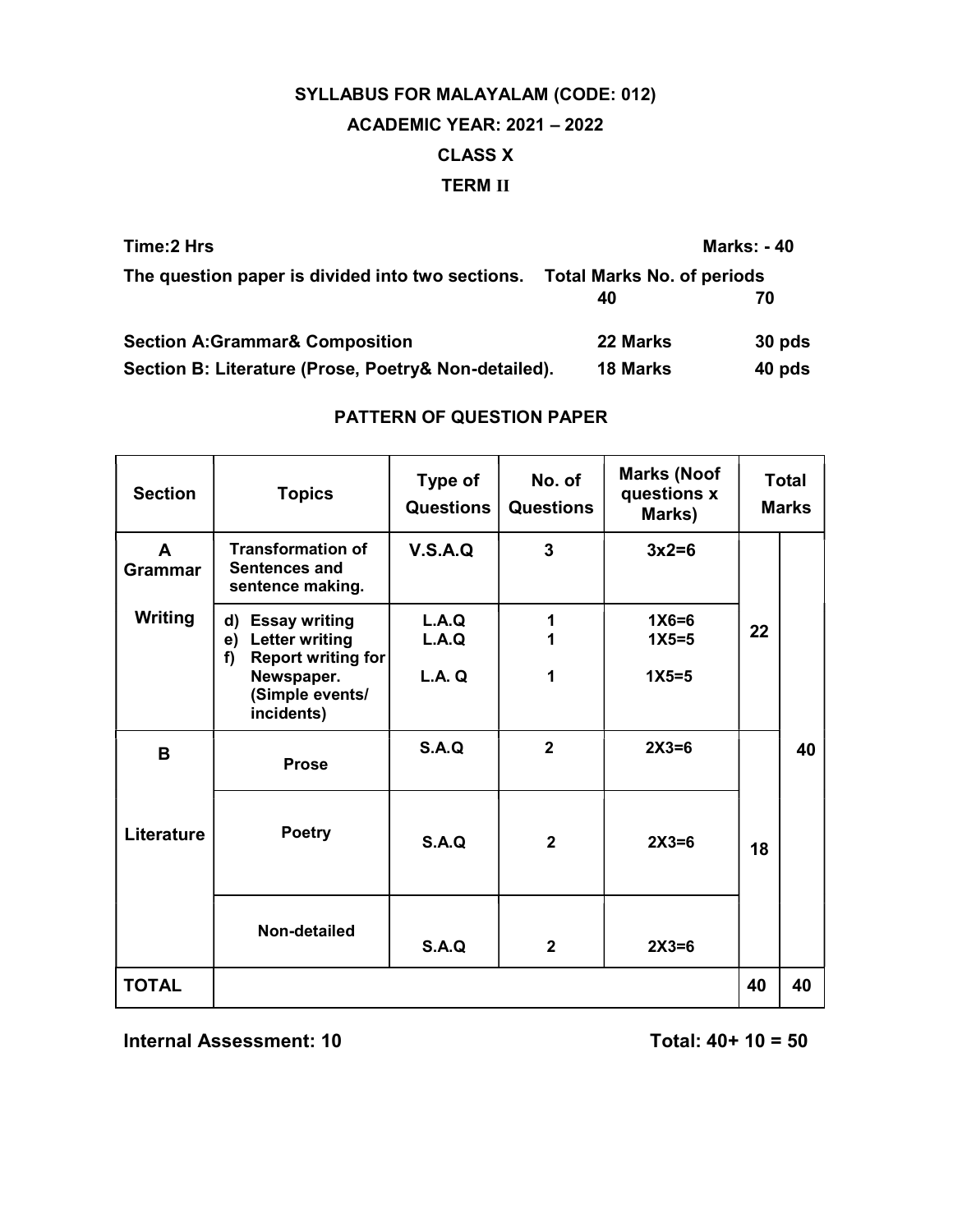# SYLLABUS FOR MALAYALAM (CODE: 012)

## ACADEMIC YEAR: 2021 – 2022

## CLASS X

## TERM II

**Time:2 Hrs** **Marks: - 40**

**The question paper is divided into two sections.** **Total Marks No. of periods**

| | Total Marks | No. of periods |
|---|---|---|
| | **40** | **70** |
| **Section A:Grammar& Composition** | **22 Marks** | **30 pds** |
| **Section B: Literature (Prose, Poetry& Non-detailed).** | **18 Marks** | **40 pds** |

### PATTERN OF QUESTION PAPER

| Section | Topics | Type of Questions | No. of Questions | Marks (Noof questions x Marks) | Total Marks | |
|---|---|---|---|---|---|---|
| A Grammar | Transformation of Sentences and sentence making. | V.S.A.Q | 3 | 3x2=6 | 22 | 40 |
| Writing | d) Essay writing<br>e) Letter writing<br>f) Report writing for Newspaper. (Simple events/ incidents) | L.A.Q<br>L.A.Q<br>L.A. Q | 1<br>1<br>1 | 1X6=6<br>1X5=5<br>1X5=5 | | |
| B | Prose | S.A.Q | 2 | 2X3=6 | 18 | |
| Literature | Poetry | S.A.Q | 2 | 2X3=6 | | |
| | Non-detailed | S.A.Q | 2 | 2X3=6 | | |
| **TOTAL** | | | | | **40** | **40** |

**Internal Assessment: 10** **Total: 40+ 10 = 50**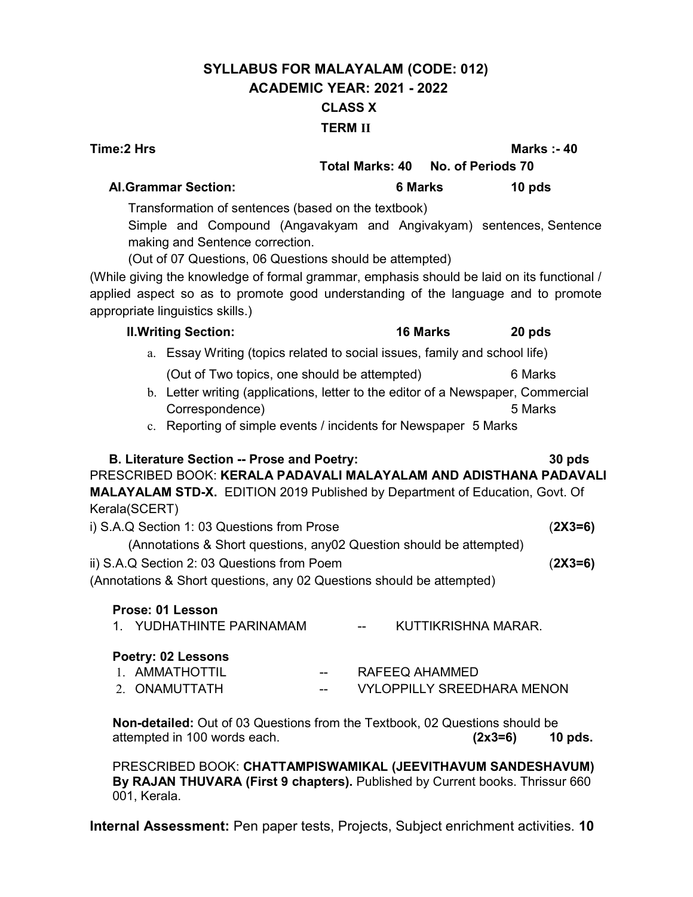# SYLLABUS FOR MALAYALAM (CODE: 012)
## ACADEMIC YEAR: 2021 - 2022
## CLASS X
## TERM II

**Time:2 Hrs** **Marks :- 40**

**Total Marks: 40 No. of Periods 70**

**AI.Grammar Section: 6 Marks 10 pds**

Transformation of sentences (based on the textbook)

Simple and Compound (Angavakyam and Angivakyam) sentences, Sentence making and Sentence correction.

(Out of 07 Questions, 06 Questions should be attempted)

(While giving the knowledge of formal grammar, emphasis should be laid on its functional / applied aspect so as to promote good understanding of the language and to promote appropriate linguistics skills.)

**II.Writing Section: 16 Marks 20 pds**

a. Essay Writing (topics related to social issues, family and school life)

   (Out of Two topics, one should be attempted) 6 Marks

b. Letter writing (applications, letter to the editor of a Newspaper, Commercial Correspondence) 5 Marks

c. Reporting of simple events / incidents for Newspaper 5 Marks

**B. Literature Section -- Prose and Poetry: 30 pds**

PRESCRIBED BOOK: **KERALA PADAVALI MALAYALAM AND ADISTHANA PADAVALI MALAYALAM STD-X.** EDITION 2019 Published by Department of Education, Govt. Of Kerala(SCERT)

i) S.A.Q Section 1: 03 Questions from Prose (**2X3=6**)

(Annotations & Short questions, any02 Question should be attempted)

ii) S.A.Q Section 2: 03 Questions from Poem (**2X3=6**)

(Annotations & Short questions, any 02 Questions should be attempted)

**Prose: 01 Lesson**

1. YUDHATHINTE PARINAMAM -- KUTTIKRISHNA MARAR.

**Poetry: 02 Lessons**

1. AMMATHOTTIL -- RAFEEQ AHAMMED
2. ONAMUTTATH -- VYLOPPILLY SREEDHARA MENON

**Non-detailed:** Out of 03 Questions from the Textbook, 02 Questions should be attempted in 100 words each. **(2x3=6) 10 pds.**

PRESCRIBED BOOK: **CHATTAMPISWAMIKAL (JEEVITHAVUM SANDESHAVUM) By RAJAN THUVARA (First 9 chapters).** Published by Current books. Thrissur 660 001, Kerala.

**Internal Assessment:** Pen paper tests, Projects, Subject enrichment activities. **10**